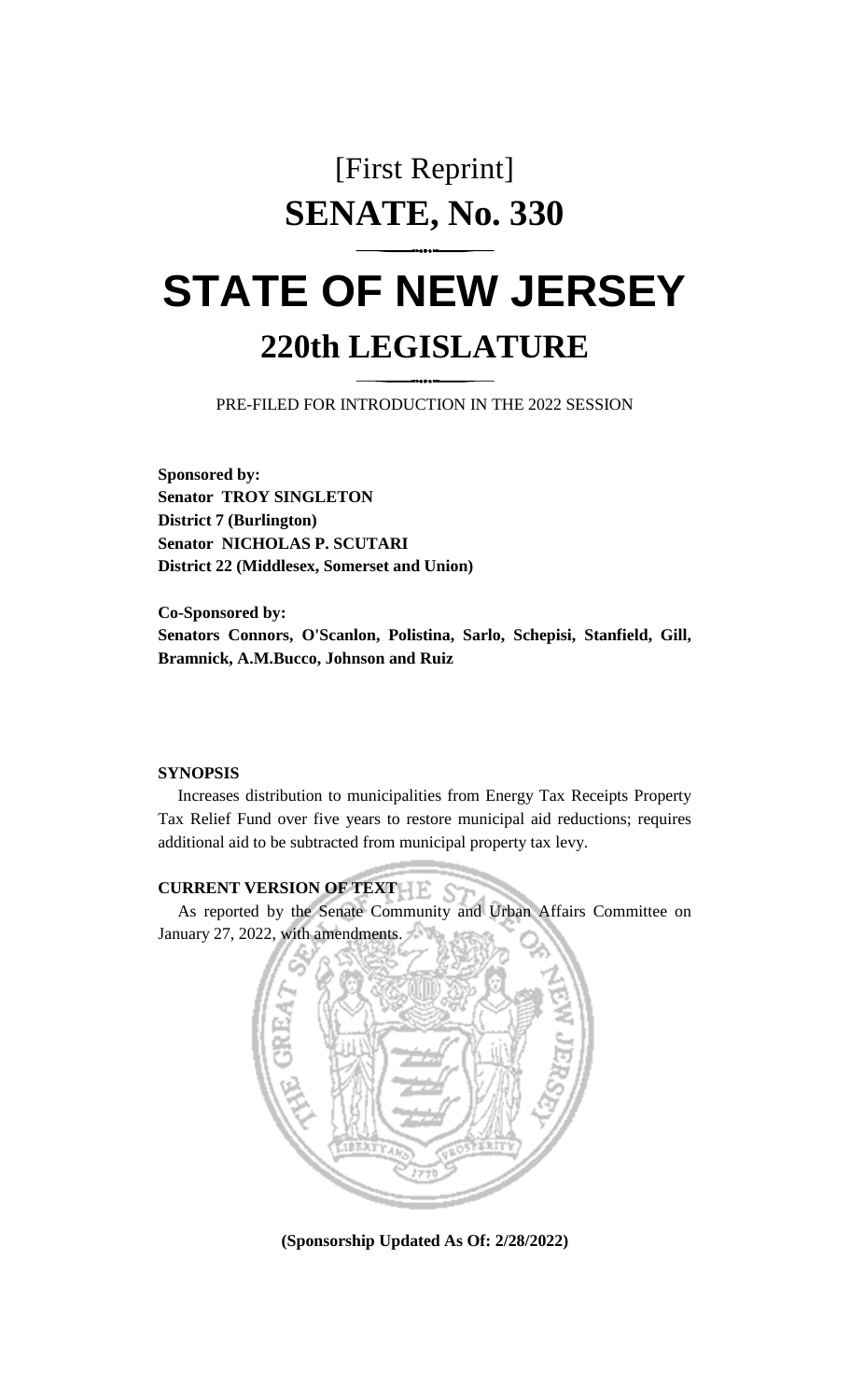# [First Reprint]

# SENATE, No. 330

# STATE OF NEW JERSEY

## 220th LEGISLATURE

PRE-FILED FOR INTRODUCTION IN THE 2022 SESSION

**Sponsored by:**
**Senator TROY SINGLETON**
**District 7 (Burlington)**
**Senator NICHOLAS P. SCUTARI**
**District 22 (Middlesex, Somerset and Union)**

**Co-Sponsored by:**
**Senators Connors, O'Scanlon, Polistina, Sarlo, Schepisi, Stanfield, Gill, Bramnick, A.M.Bucco, Johnson and Ruiz**

**SYNOPSIS**

Increases distribution to municipalities from Energy Tax Receipts Property Tax Relief Fund over five years to restore municipal aid reductions; requires additional aid to be subtracted from municipal property tax levy.

**CURRENT VERSION OF TEXT**

As reported by the Senate Community and Urban Affairs Committee on January 27, 2022, with amendments.

**(Sponsorship Updated As Of: 2/28/2022)**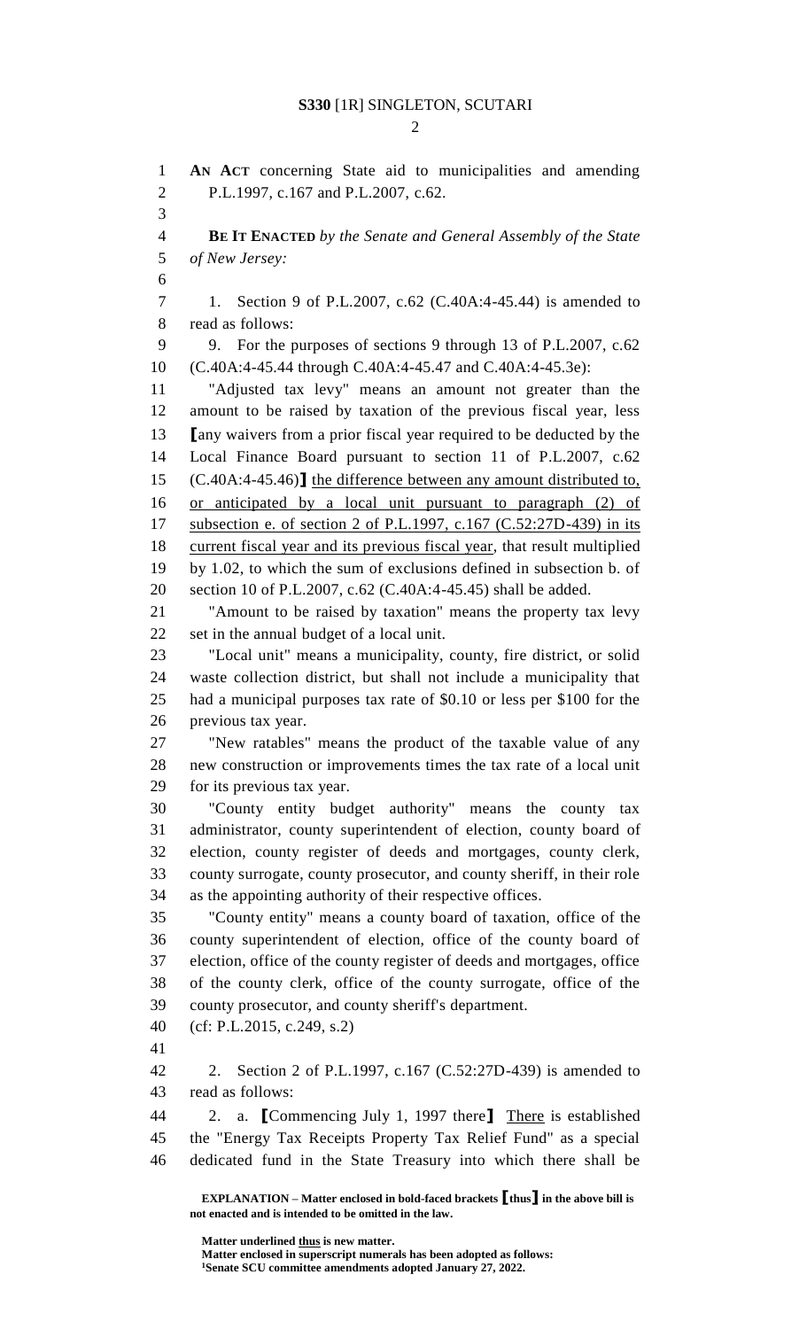**AN ACT** concerning State aid to municipalities and amending P.L.1997, c.167 and P.L.2007, c.62.

**BE IT ENACTED** *by the Senate and General Assembly of the State of New Jersey:*

1. Section 9 of P.L.2007, c.62 (C.40A:4-45.44) is amended to read as follows:

9. For the purposes of sections 9 through 13 of P.L.2007, c.62 (C.40A:4-45.44 through C.40A:4-45.47 and C.40A:4-45.3e):

"Adjusted tax levy" means an amount not greater than the amount to be raised by taxation of the previous fiscal year, less **[**any waivers from a prior fiscal year required to be deducted by the Local Finance Board pursuant to section 11 of P.L.2007, c.62 (C.40A:4-45.46)**]** <u>the difference between any amount distributed to, or anticipated by a local unit pursuant to paragraph (2) of subsection e. of section 2 of P.L.1997, c.167 (C.52:27D-439) in its current fiscal year and its previous fiscal year</u>, that result multiplied by 1.02, to which the sum of exclusions defined in subsection b. of section 10 of P.L.2007, c.62 (C.40A:4-45.45) shall be added.

"Amount to be raised by taxation" means the property tax levy set in the annual budget of a local unit.

"Local unit" means a municipality, county, fire district, or solid waste collection district, but shall not include a municipality that had a municipal purposes tax rate of $0.10 or less per $100 for the previous tax year.

"New ratables" means the product of the taxable value of any new construction or improvements times the tax rate of a local unit for its previous tax year.

"County entity budget authority" means the county tax administrator, county superintendent of election, county board of election, county register of deeds and mortgages, county clerk, county surrogate, county prosecutor, and county sheriff, in their role as the appointing authority of their respective offices.

"County entity" means a county board of taxation, office of the county superintendent of election, office of the county board of election, office of the county register of deeds and mortgages, office of the county clerk, office of the county surrogate, office of the county prosecutor, and county sheriff's department.

(cf: P.L.2015, c.249, s.2)

2. Section 2 of P.L.1997, c.167 (C.52:27D-439) is amended to read as follows:

2. a. **[**Commencing July 1, 1997 there**]** <u>There</u> is established the "Energy Tax Receipts Property Tax Relief Fund" as a special dedicated fund in the State Treasury into which there shall be

**EXPLANATION – Matter enclosed in bold-faced brackets [thus] in the above bill is not enacted and is intended to be omitted in the law.**

**Matter underlined <u>thus</u> is new matter.**
**Matter enclosed in superscript numerals has been adopted as follows:**
**[1]Senate SCU committee amendments adopted January 27, 2022.**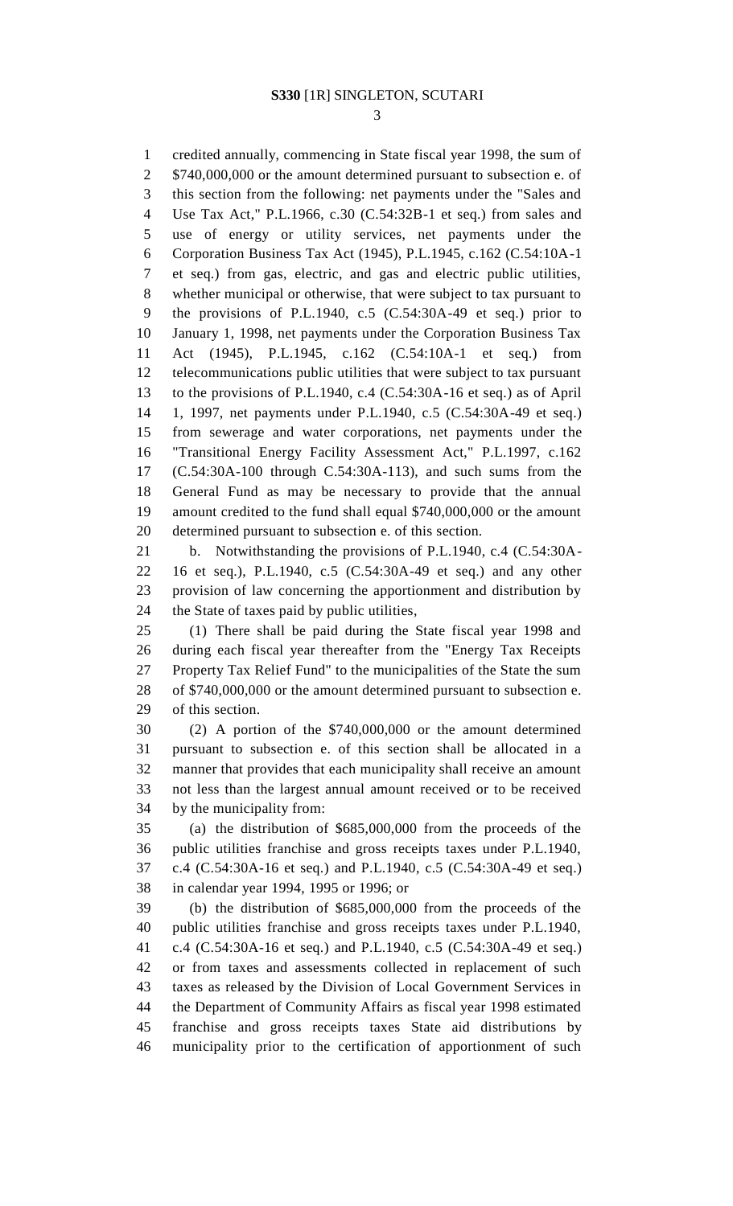credited annually, commencing in State fiscal year 1998, the sum of $740,000,000 or the amount determined pursuant to subsection e. of this section from the following: net payments under the "Sales and Use Tax Act," P.L.1966, c.30 (C.54:32B-1 et seq.) from sales and use of energy or utility services, net payments under the Corporation Business Tax Act (1945), P.L.1945, c.162 (C.54:10A-1 et seq.) from gas, electric, and gas and electric public utilities, whether municipal or otherwise, that were subject to tax pursuant to the provisions of P.L.1940, c.5 (C.54:30A-49 et seq.) prior to January 1, 1998, net payments under the Corporation Business Tax Act (1945), P.L.1945, c.162 (C.54:10A-1 et seq.) from telecommunications public utilities that were subject to tax pursuant to the provisions of P.L.1940, c.4 (C.54:30A-16 et seq.) as of April 1, 1997, net payments under P.L.1940, c.5 (C.54:30A-49 et seq.) from sewerage and water corporations, net payments under the "Transitional Energy Facility Assessment Act," P.L.1997, c.162 (C.54:30A-100 through C.54:30A-113), and such sums from the General Fund as may be necessary to provide that the annual amount credited to the fund shall equal $740,000,000 or the amount determined pursuant to subsection e. of this section.

b. Notwithstanding the provisions of P.L.1940, c.4 (C.54:30A-16 et seq.), P.L.1940, c.5 (C.54:30A-49 et seq.) and any other provision of law concerning the apportionment and distribution by the State of taxes paid by public utilities,

(1) There shall be paid during the State fiscal year 1998 and during each fiscal year thereafter from the "Energy Tax Receipts Property Tax Relief Fund" to the municipalities of the State the sum of $740,000,000 or the amount determined pursuant to subsection e. of this section.

(2) A portion of the $740,000,000 or the amount determined pursuant to subsection e. of this section shall be allocated in a manner that provides that each municipality shall receive an amount not less than the largest annual amount received or to be received by the municipality from:

(a) the distribution of $685,000,000 from the proceeds of the public utilities franchise and gross receipts taxes under P.L.1940, c.4 (C.54:30A-16 et seq.) and P.L.1940, c.5 (C.54:30A-49 et seq.) in calendar year 1994, 1995 or 1996; or

(b) the distribution of $685,000,000 from the proceeds of the public utilities franchise and gross receipts taxes under P.L.1940, c.4 (C.54:30A-16 et seq.) and P.L.1940, c.5 (C.54:30A-49 et seq.) or from taxes and assessments collected in replacement of such taxes as released by the Division of Local Government Services in the Department of Community Affairs as fiscal year 1998 estimated franchise and gross receipts taxes State aid distributions by municipality prior to the certification of apportionment of such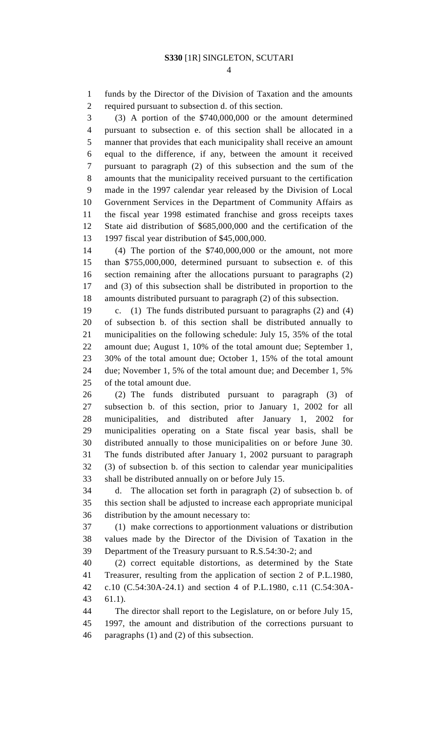funds by the Director of the Division of Taxation and the amounts required pursuant to subsection d. of this section.

(3) A portion of the $740,000,000 or the amount determined pursuant to subsection e. of this section shall be allocated in a manner that provides that each municipality shall receive an amount equal to the difference, if any, between the amount it received pursuant to paragraph (2) of this subsection and the sum of the amounts that the municipality received pursuant to the certification made in the 1997 calendar year released by the Division of Local Government Services in the Department of Community Affairs as the fiscal year 1998 estimated franchise and gross receipts taxes State aid distribution of $685,000,000 and the certification of the 1997 fiscal year distribution of $45,000,000.

(4) The portion of the $740,000,000 or the amount, not more than $755,000,000, determined pursuant to subsection e. of this section remaining after the allocations pursuant to paragraphs (2) and (3) of this subsection shall be distributed in proportion to the amounts distributed pursuant to paragraph (2) of this subsection.

c. (1) The funds distributed pursuant to paragraphs (2) and (4) of subsection b. of this section shall be distributed annually to municipalities on the following schedule: July 15, 35% of the total amount due; August 1, 10% of the total amount due; September 1, 30% of the total amount due; October 1, 15% of the total amount due; November 1, 5% of the total amount due; and December 1, 5% of the total amount due.

(2) The funds distributed pursuant to paragraph (3) of subsection b. of this section, prior to January 1, 2002 for all municipalities, and distributed after January 1, 2002 for municipalities operating on a State fiscal year basis, shall be distributed annually to those municipalities on or before June 30. The funds distributed after January 1, 2002 pursuant to paragraph (3) of subsection b. of this section to calendar year municipalities shall be distributed annually on or before July 15.

d. The allocation set forth in paragraph (2) of subsection b. of this section shall be adjusted to increase each appropriate municipal distribution by the amount necessary to:

(1) make corrections to apportionment valuations or distribution values made by the Director of the Division of Taxation in the Department of the Treasury pursuant to R.S.54:30-2; and

(2) correct equitable distortions, as determined by the State Treasurer, resulting from the application of section 2 of P.L.1980, c.10 (C.54:30A-24.1) and section 4 of P.L.1980, c.11 (C.54:30A-61.1).

The director shall report to the Legislature, on or before July 15, 1997, the amount and distribution of the corrections pursuant to paragraphs (1) and (2) of this subsection.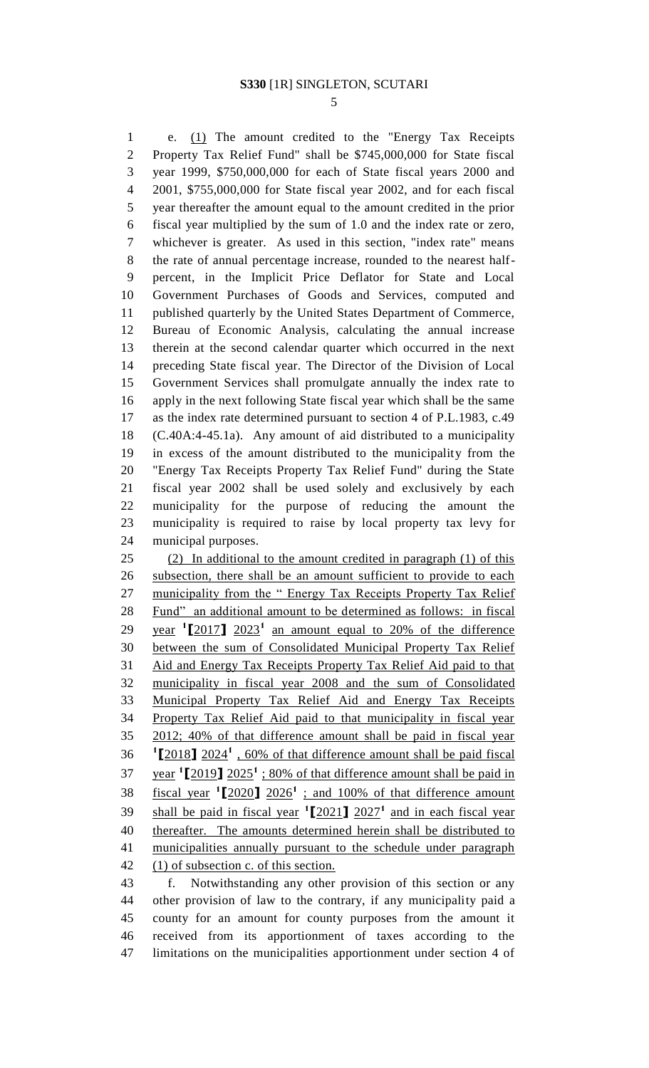e. (1) The amount credited to the "Energy Tax Receipts Property Tax Relief Fund" shall be $745,000,000 for State fiscal year 1999, $750,000,000 for each of State fiscal years 2000 and 2001, $755,000,000 for State fiscal year 2002, and for each fiscal year thereafter the amount equal to the amount credited in the prior fiscal year multiplied by the sum of 1.0 and the index rate or zero, whichever is greater. As used in this section, "index rate" means the rate of annual percentage increase, rounded to the nearest half-percent, in the Implicit Price Deflator for State and Local Government Purchases of Goods and Services, computed and published quarterly by the United States Department of Commerce, Bureau of Economic Analysis, calculating the annual increase therein at the second calendar quarter which occurred in the next preceding State fiscal year. The Director of the Division of Local Government Services shall promulgate annually the index rate to apply in the next following State fiscal year which shall be the same as the index rate determined pursuant to section 4 of P.L.1983, c.49 (C.40A:4-45.1a). Any amount of aid distributed to a municipality in excess of the amount distributed to the municipality from the "Energy Tax Receipts Property Tax Relief Fund" during the State fiscal year 2002 shall be used solely and exclusively by each municipality for the purpose of reducing the amount the municipality is required to raise by local property tax levy for municipal purposes.

(2) In additional to the amount credited in paragraph (1) of this subsection, there shall be an amount sufficient to provide to each municipality from the " Energy Tax Receipts Property Tax Relief Fund" an additional amount to be determined as follows: in fiscal year [1]【2017】 2023[1] an amount equal to 20% of the difference between the sum of Consolidated Municipal Property Tax Relief Aid and Energy Tax Receipts Property Tax Relief Aid paid to that municipality in fiscal year 2008 and the sum of Consolidated Municipal Property Tax Relief Aid and Energy Tax Receipts Property Tax Relief Aid paid to that municipality in fiscal year 2012; 40% of that difference amount shall be paid in fiscal year [1]【2018】 2024[1] , 60% of that difference amount shall be paid fiscal year [1]【2019】 2025[1] ; 80% of that difference amount shall be paid in fiscal year [1]【2020】 2026[1] ; and 100% of that difference amount shall be paid in fiscal year [1]【2021】 2027[1] and in each fiscal year thereafter. The amounts determined herein shall be distributed to municipalities annually pursuant to the schedule under paragraph (1) of subsection c. of this section.

f. Notwithstanding any other provision of this section or any other provision of law to the contrary, if any municipality paid a county for an amount for county purposes from the amount it received from its apportionment of taxes according to the limitations on the municipalities apportionment under section 4 of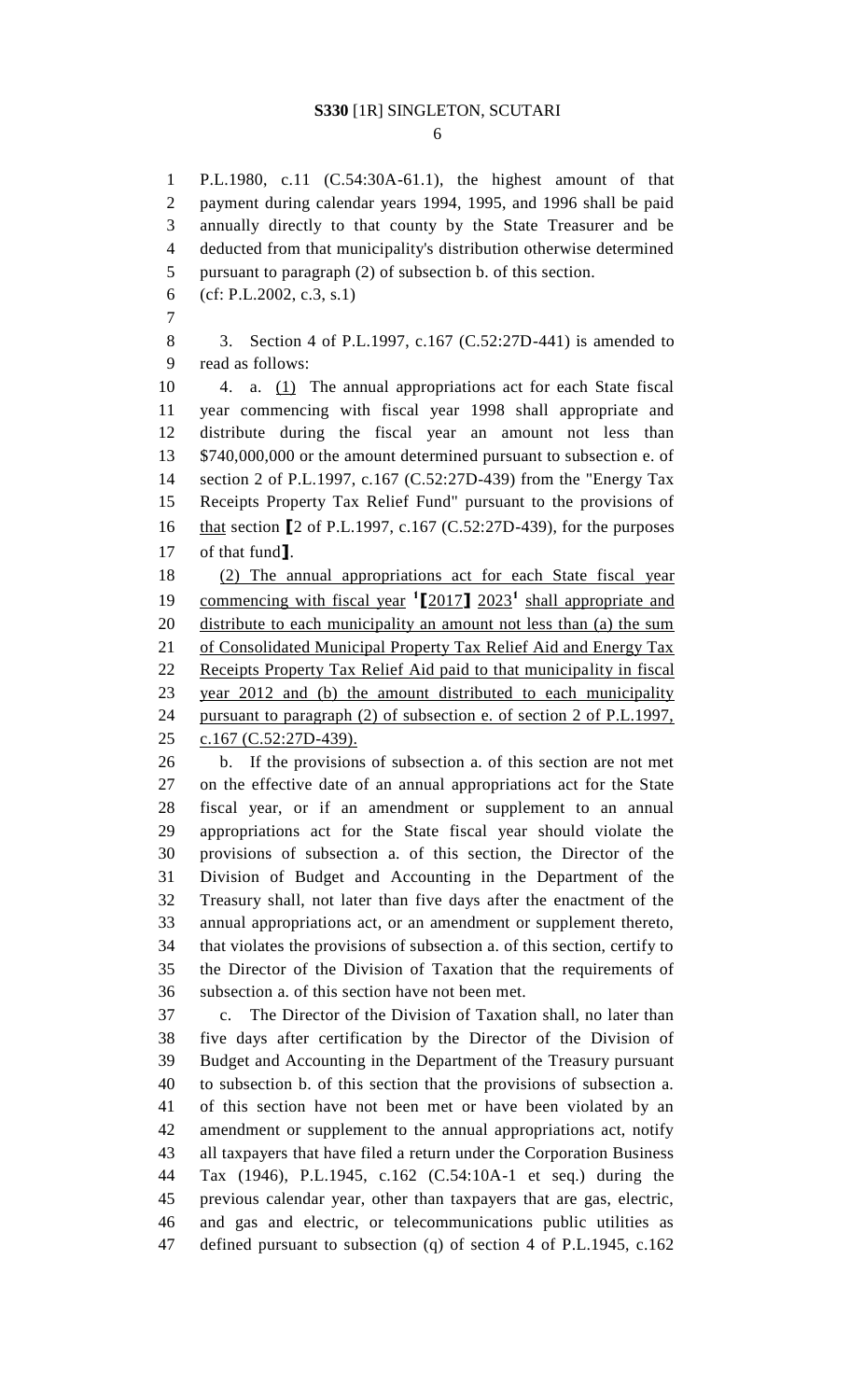P.L.1980, c.11 (C.54:30A-61.1), the highest amount of that payment during calendar years 1994, 1995, and 1996 shall be paid annually directly to that county by the State Treasurer and be deducted from that municipality's distribution otherwise determined pursuant to paragraph (2) of subsection b. of this section.

(cf: P.L.2002, c.3, s.1)

3. Section 4 of P.L.1997, c.167 (C.52:27D-441) is amended to read as follows:

4. a. (1) The annual appropriations act for each State fiscal year commencing with fiscal year 1998 shall appropriate and distribute during the fiscal year an amount not less than $740,000,000 or the amount determined pursuant to subsection e. of section 2 of P.L.1997, c.167 (C.52:27D-439) from the "Energy Tax Receipts Property Tax Relief Fund" pursuant to the provisions of that section ⟦2 of P.L.1997, c.167 (C.52:27D-439), for the purposes of that fund⟧.

(2) The annual appropriations act for each State fiscal year commencing with fiscal year [1]⟦2017⟧ 2023[1] shall appropriate and distribute to each municipality an amount not less than (a) the sum of Consolidated Municipal Property Tax Relief Aid and Energy Tax Receipts Property Tax Relief Aid paid to that municipality in fiscal year 2012 and (b) the amount distributed to each municipality pursuant to paragraph (2) of subsection e. of section 2 of P.L.1997, c.167 (C.52:27D-439).

b. If the provisions of subsection a. of this section are not met on the effective date of an annual appropriations act for the State fiscal year, or if an amendment or supplement to an annual appropriations act for the State fiscal year should violate the provisions of subsection a. of this section, the Director of the Division of Budget and Accounting in the Department of the Treasury shall, not later than five days after the enactment of the annual appropriations act, or an amendment or supplement thereto, that violates the provisions of subsection a. of this section, certify to the Director of the Division of Taxation that the requirements of subsection a. of this section have not been met.

c. The Director of the Division of Taxation shall, no later than five days after certification by the Director of the Division of Budget and Accounting in the Department of the Treasury pursuant to subsection b. of this section that the provisions of subsection a. of this section have not been met or have been violated by an amendment or supplement to the annual appropriations act, notify all taxpayers that have filed a return under the Corporation Business Tax (1946), P.L.1945, c.162 (C.54:10A-1 et seq.) during the previous calendar year, other than taxpayers that are gas, electric, and gas and electric, or telecommunications public utilities as defined pursuant to subsection (q) of section 4 of P.L.1945, c.162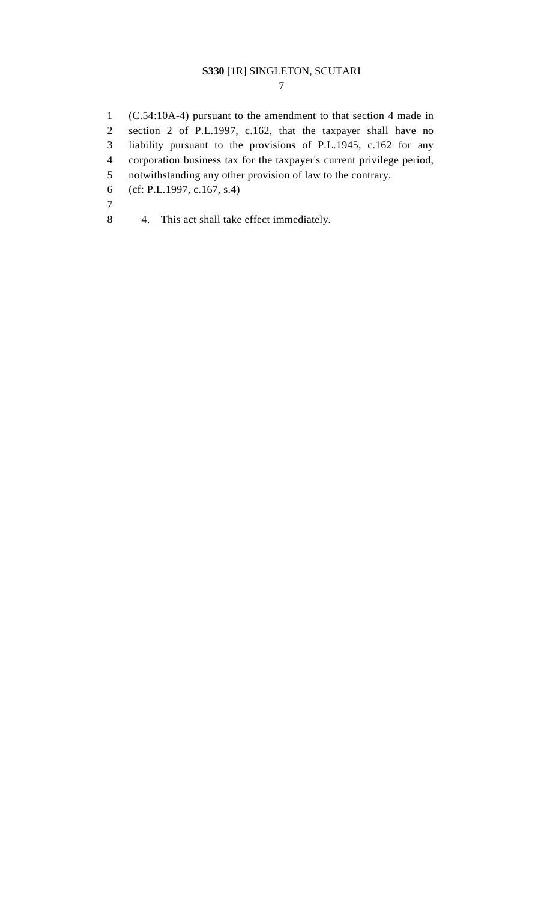(C.54:10A-4) pursuant to the amendment to that section 4 made in section 2 of P.L.1997, c.162, that the taxpayer shall have no liability pursuant to the provisions of P.L.1945, c.162 for any corporation business tax for the taxpayer's current privilege period, notwithstanding any other provision of law to the contrary.

(cf: P.L.1997, c.167, s.4)

4. This act shall take effect immediately.